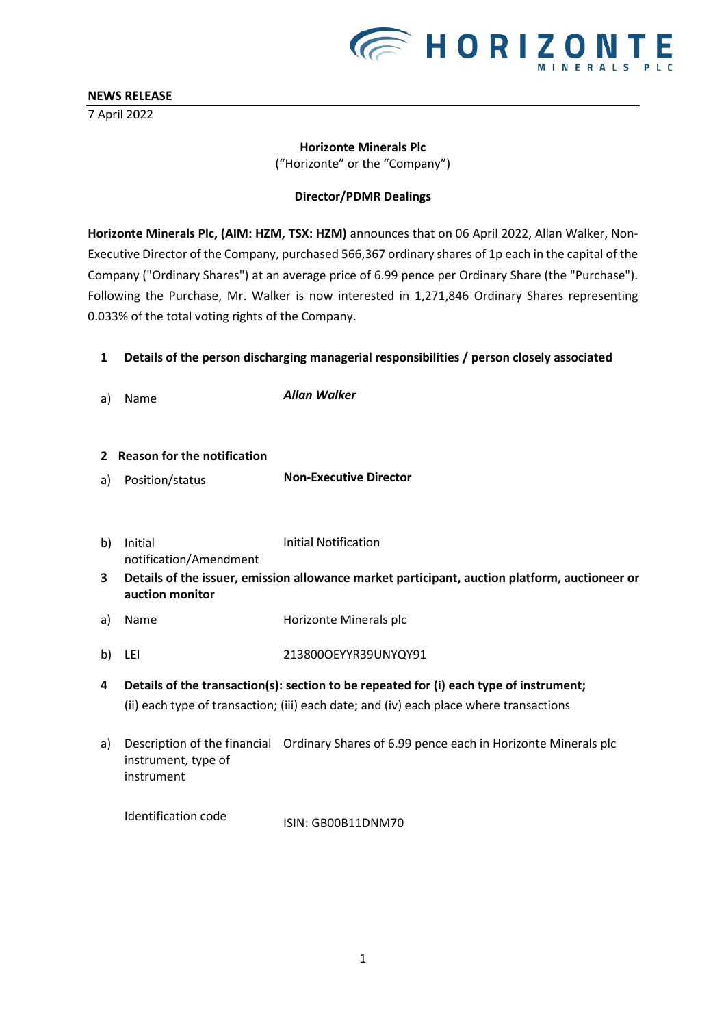**NEWS RELEASE**

7 April 2022

**Horizonte Minerals Plc**

("Horizonte" or the "Company")

**Director/PDMR Dealings**

**Horizonte Minerals Plc, (AIM: HZM, TSX: HZM)** announces that on 06 April 2022, Allan Walker, Non-Executive Director of the Company, purchased 566,367 ordinary shares of 1p each in the capital of the Company ("Ordinary Shares") at an average price of 6.99 pence per Ordinary Share (the "Purchase"). Following the Purchase, Mr. Walker is now interested in 1,271,846 Ordinary Shares representing 0.033% of the total voting rights of the Company.

| | | |
|---|---|---|
| **1** | **Details of the person discharging managerial responsibilities / person closely associated** | |
| a) | Name | ***Allan Walker*** |
| **2** | **Reason for the notification** | |
| a) | Position/status | **Non-Executive Director** |
| b) | Initial notification/Amendment | Initial Notification |
| **3** | **Details of the issuer, emission allowance market participant, auction platform, auctioneer or auction monitor** | |
| a) | Name | Horizonte Minerals plc |
| b) | LEI | 213800OEYYR39UNYQY91 |
| **4** | **Details of the transaction(s): section to be repeated for (i) each type of instrument;** (ii) each type of transaction; (iii) each date; and (iv) each place where transactions | |
| a) | Description of the financial instrument, type of instrument | Ordinary Shares of 6.99 pence each in Horizonte Minerals plc |
| | Identification code | ISIN: GB00B11DNM70 |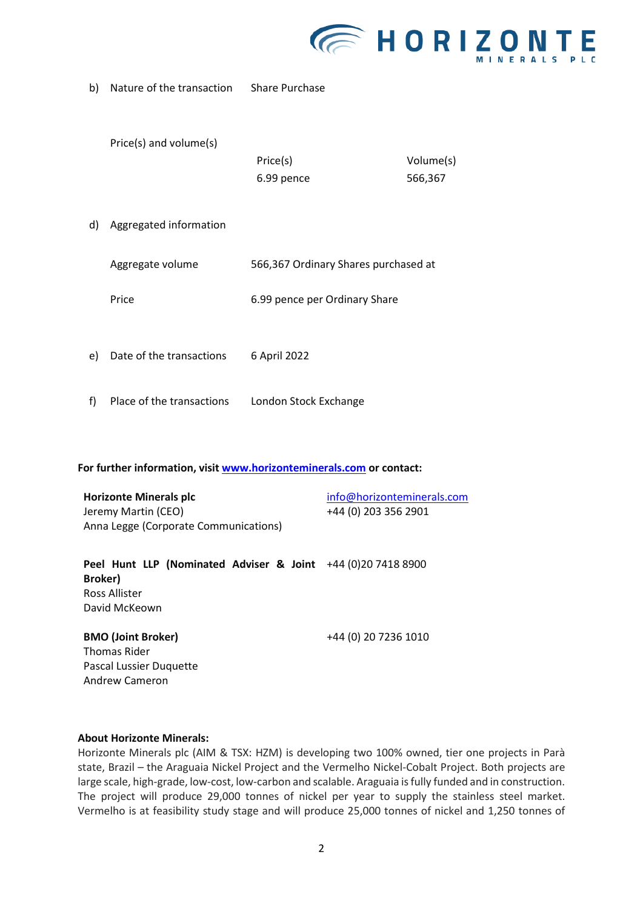| | | | |
|---|---|---|---|
| b) | Nature of the transaction | Share Purchase | |
| | Price(s) and volume(s) | Price(s) | Volume(s) |
| | | 6.99 pence | 566,367 |
| d) | Aggregated information | | |
| | Aggregate volume | 566,367 Ordinary Shares purchased at | |
| | Price | 6.99 pence per Ordinary Share | |
| e) | Date of the transactions | 6 April 2022 | |
| f) | Place of the transactions | London Stock Exchange | |

**For further information, visit [www.horizonteminerals.com](http://www.horizonteminerals.com) or contact:**

| | |
|---|---|
| **Horizonte Minerals plc**<br>Jeremy Martin (CEO)<br>Anna Legge (Corporate Communications) | info@horizonteminerals.com<br>+44 (0) 203 356 2901 |
| **Peel Hunt LLP (Nominated Adviser & Joint Broker)**<br>Ross Allister<br>David McKeown | +44 (0)20 7418 8900 |
| **BMO (Joint Broker)**<br>Thomas Rider<br>Pascal Lussier Duquette<br>Andrew Cameron | +44 (0) 20 7236 1010 |

**About Horizonte Minerals:**

Horizonte Minerals plc (AIM & TSX: HZM) is developing two 100% owned, tier one projects in Parà state, Brazil – the Araguaia Nickel Project and the Vermelho Nickel-Cobalt Project. Both projects are large scale, high-grade, low-cost, low-carbon and scalable. Araguaia is fully funded and in construction. The project will produce 29,000 tonnes of nickel per year to supply the stainless steel market. Vermelho is at feasibility study stage and will produce 25,000 tonnes of nickel and 1,250 tonnes of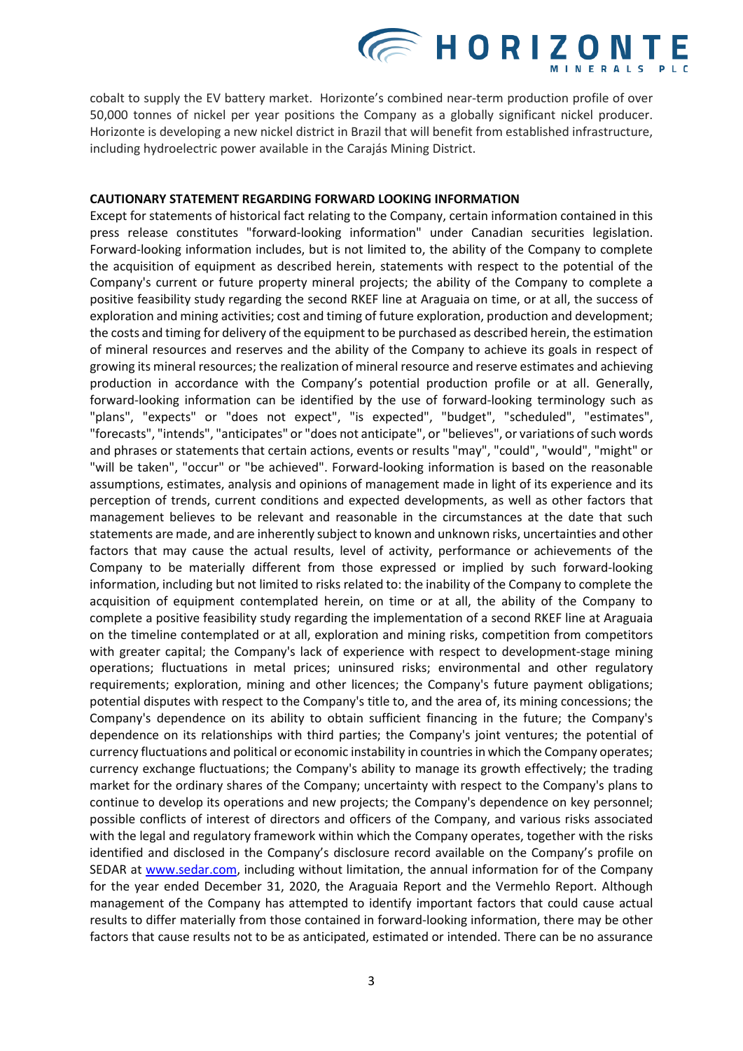cobalt to supply the EV battery market. Horizonte's combined near-term production profile of over 50,000 tonnes of nickel per year positions the Company as a globally significant nickel producer. Horizonte is developing a new nickel district in Brazil that will benefit from established infrastructure, including hydroelectric power available in the Carajás Mining District.

**CAUTIONARY STATEMENT REGARDING FORWARD LOOKING INFORMATION**

Except for statements of historical fact relating to the Company, certain information contained in this press release constitutes "forward-looking information" under Canadian securities legislation. Forward-looking information includes, but is not limited to, the ability of the Company to complete the acquisition of equipment as described herein, statements with respect to the potential of the Company's current or future property mineral projects; the ability of the Company to complete a positive feasibility study regarding the second RKEF line at Araguaia on time, or at all, the success of exploration and mining activities; cost and timing of future exploration, production and development; the costs and timing for delivery of the equipment to be purchased as described herein, the estimation of mineral resources and reserves and the ability of the Company to achieve its goals in respect of growing its mineral resources; the realization of mineral resource and reserve estimates and achieving production in accordance with the Company's potential production profile or at all. Generally, forward-looking information can be identified by the use of forward-looking terminology such as "plans", "expects" or "does not expect", "is expected", "budget", "scheduled", "estimates", "forecasts", "intends", "anticipates" or "does not anticipate", or "believes", or variations of such words and phrases or statements that certain actions, events or results "may", "could", "would", "might" or "will be taken", "occur" or "be achieved". Forward-looking information is based on the reasonable assumptions, estimates, analysis and opinions of management made in light of its experience and its perception of trends, current conditions and expected developments, as well as other factors that management believes to be relevant and reasonable in the circumstances at the date that such statements are made, and are inherently subject to known and unknown risks, uncertainties and other factors that may cause the actual results, level of activity, performance or achievements of the Company to be materially different from those expressed or implied by such forward-looking information, including but not limited to risks related to: the inability of the Company to complete the acquisition of equipment contemplated herein, on time or at all, the ability of the Company to complete a positive feasibility study regarding the implementation of a second RKEF line at Araguaia on the timeline contemplated or at all, exploration and mining risks, competition from competitors with greater capital; the Company's lack of experience with respect to development-stage mining operations; fluctuations in metal prices; uninsured risks; environmental and other regulatory requirements; exploration, mining and other licences; the Company's future payment obligations; potential disputes with respect to the Company's title to, and the area of, its mining concessions; the Company's dependence on its ability to obtain sufficient financing in the future; the Company's dependence on its relationships with third parties; the Company's joint ventures; the potential of currency fluctuations and political or economic instability in countries in which the Company operates; currency exchange fluctuations; the Company's ability to manage its growth effectively; the trading market for the ordinary shares of the Company; uncertainty with respect to the Company's plans to continue to develop its operations and new projects; the Company's dependence on key personnel; possible conflicts of interest of directors and officers of the Company, and various risks associated with the legal and regulatory framework within which the Company operates, together with the risks identified and disclosed in the Company's disclosure record available on the Company's profile on SEDAR at [www.sedar.com](http://www.sedar.com), including without limitation, the annual information for of the Company for the year ended December 31, 2020, the Araguaia Report and the Vermehlo Report. Although management of the Company has attempted to identify important factors that could cause actual results to differ materially from those contained in forward-looking information, there may be other factors that cause results not to be as anticipated, estimated or intended. There can be no assurance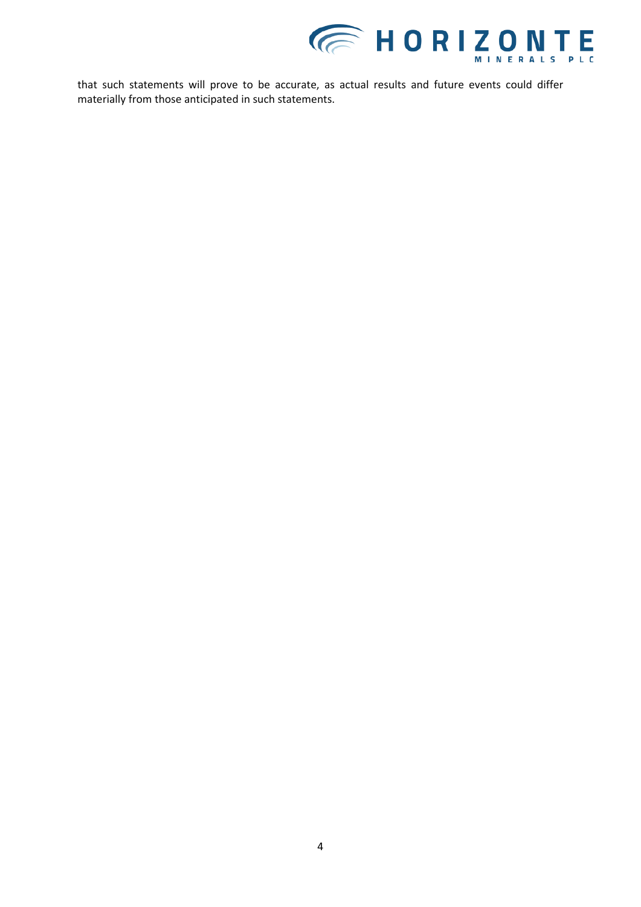that such statements will prove to be accurate, as actual results and future events could differ materially from those anticipated in such statements.